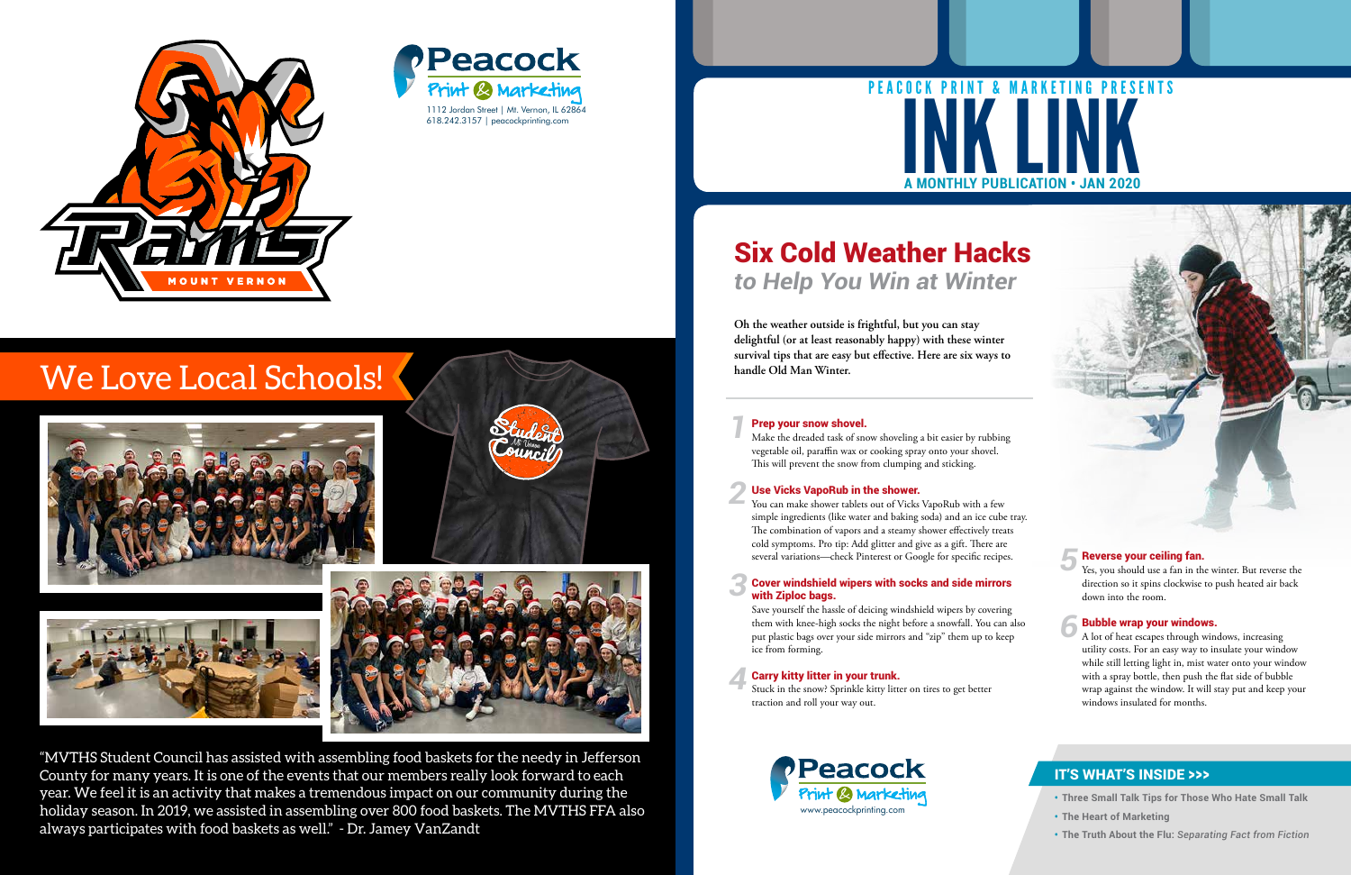Peacock Print & Marketing
1112 Jordan Street | Mt. Vernon, IL 62864
618.242.3157 | peacockprinting.com

# We Love Local Schools!

"MVTHS Student Council has assisted with assembling food baskets for the needy in Jefferson County for many years. It is one of the events that our members really look forward to each year. We feel it is an activity that makes a tremendous impact on our community during the holiday season. In 2019, we assisted in assembling over 800 food baskets. The MVTHS FFA also always participates with food baskets as well." - Dr. Jamey VanZandt

PEACOCK PRINT & MARKETING PRESENTS

# INK LINK

**A MONTHLY PUBLICATION • JAN 2020**

## Six Cold Weather Hacks
*to Help You Win at Winter*

**Oh the weather outside is frightful, but you can stay delightful (or at least reasonably happy) with these winter survival tips that are easy but effective. Here are six ways to handle Old Man Winter.**

### 1 Prep your snow shovel.
Make the dreaded task of snow shoveling a bit easier by rubbing vegetable oil, paraffin wax or cooking spray onto your shovel. This will prevent the snow from clumping and sticking.

### 2 Use Vicks VapoRub in the shower.
You can make shower tablets out of Vicks VapoRub with a few simple ingredients (like water and baking soda) and an ice cube tray. The combination of vapors and a steamy shower effectively treats cold symptoms. Pro tip: Add glitter and give as a gift. There are several variations—check Pinterest or Google for specific recipes.

### 3 Cover windshield wipers with socks and side mirrors with Ziploc bags.
Save yourself the hassle of deicing windshield wipers by covering them with knee-high socks the night before a snowfall. You can also put plastic bags over your side mirrors and "zip" them up to keep ice from forming.

### 4 Carry kitty litter in your trunk.
Stuck in the snow? Sprinkle kitty litter on tires to get better traction and roll your way out.

### 5 Reverse your ceiling fan.
Yes, you should use a fan in the winter. But reverse the direction so it spins clockwise to push heated air back down into the room.

### 6 Bubble wrap your windows.
A lot of heat escapes through windows, increasing utility costs. For an easy way to insulate your window while still letting light in, mist water onto your window with a spray bottle, then push the flat side of bubble wrap against the window. It will stay put and keep your windows insulated for months.

Peacock Print & Marketing
www.peacockprinting.com

## IT'S WHAT'S INSIDE >>>

- Three Small Talk Tips for Those Who Hate Small Talk
- The Heart of Marketing
- The Truth About the Flu: *Separating Fact from Fiction*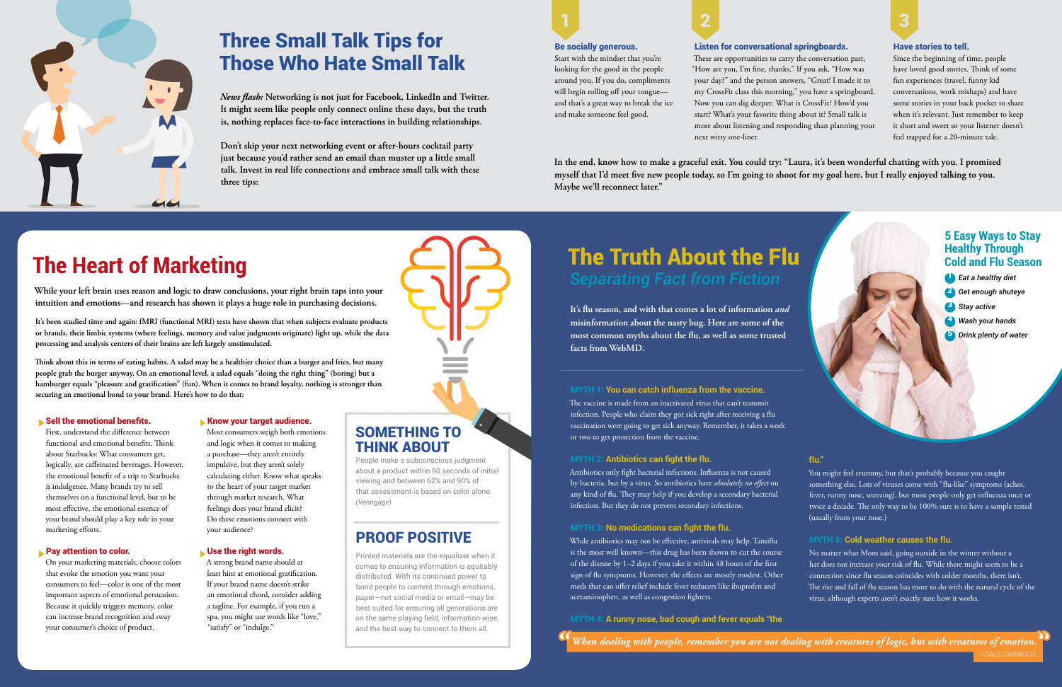# Three Small Talk Tips for Those Who Hate Small Talk

***News flash:*** **Networking is not just for Facebook, LinkedIn and Twitter. It might seem like people only connect online these days, but the truth is, nothing replaces face-to-face interactions in building relationships.**

**Don't skip your next networking event or after-hours cocktail party just because you'd rather send an email than muster up a little small talk. Invest in real life connections and embrace small talk with these three tips:**

### 1 Be socially generous.

Start with the mindset that you're looking for the good in the people around you. If you do, compliments will begin rolling off your tongue—and that's a great way to break the ice and make someone feel good.

### 2 Listen for conversational springboards.

These are opportunities to carry the conversation past, "How are you, I'm fine, thanks." If you ask, "How was your day?" and the person answers, "Great! I made it to my CrossFit class this morning," you have a springboard. Now you can dig deeper: What is CrossFit? How'd you start? What's your favorite thing about it? Small talk is more about listening and responding than planning your next witty one-liner.

### 3 Have stories to tell.

Since the beginning of time, people have loved good stories. Think of some fun experiences (travel, funny kid conversations, work mishaps) and have some stories in your back pocket to share when it's relevant. Just remember to keep it short and sweet so your listener doesn't feel trapped for a 20-minute tale.

**In the end, know how to make a graceful exit. You could try: "Laura, it's been wonderful chatting with you. I promised myself that I'd meet five new people today, so I'm going to shoot for my goal here, but I really enjoyed talking to you. Maybe we'll reconnect later."**

# The Heart of Marketing

**While your left brain uses reason and logic to draw conclusions, your right brain taps into your intuition and emotions—and research has shown it plays a huge role in purchasing decisions.**

**It's been studied time and again: fMRI (functional MRI) tests have shown that when subjects evaluate products or brands, their limbic systems (where feelings, memory and value judgments originate) light up, while the data processing and analysis centers of their brains are left largely unstimulated.**

**Think about this in terms of eating habits. A salad may be a healthier choice than a burger and fries, but many people grab the burger anyway. On an emotional level, a salad equals "doing the right thing" (boring) but a hamburger equals "pleasure and gratification" (fun). When it comes to brand loyalty, nothing is stronger than securing an emotional bond to your brand. Here's how to do that:**

### Sell the emotional benefits.

First, understand the difference between functional and emotional benefits. Think about Starbucks: What consumers get, logically, are caffeinated beverages. However, the emotional benefit of a trip to Starbucks is indulgence. Many brands try to sell themselves on a functional level, but to be most effective, the emotional essence of your brand should play a key role in your marketing efforts.

### Pay attention to color.

On your marketing materials, choose colors that evoke the emotion you want your consumers to feel—color is one of the most important aspects of emotional persuasion. Because it quickly triggers memory, color can increase brand recognition and sway your consumer's choice of product.

### Know your target audience.

Most consumers weigh both emotions and logic when it comes to making a purchase—they aren't entirely impulsive, but they aren't solely calculating either. Know what speaks to the heart of your target market through market research. What feelings does your brand elicit? Do these emotions connect with your audience?

### Use the right words.

A strong brand name should at least hint at emotional gratification. If your brand name doesn't strike an emotional chord, consider adding a tagline. For example, if you run a spa, you might use words like "love," "satisfy" or "indulge."

## SOMETHING TO THINK ABOUT

People make a subconscious judgment about a product within 90 seconds of initial viewing and between 62% and 90% of that assessment is based on color alone. *(Venngage)*

## PROOF POSITIVE

Printed materials are the equalizer when it comes to ensuring information is equitably distributed. With its continued power to bond people to content through emotions, paper—not social media or email—may be best suited for ensuring all generations are on the same playing field, information-wise, and the best way to connect to them all.

# The Truth About the Flu

## *Separating Fact from Fiction*

**It's flu season, and with that comes a lot of information *and* misinformation about the nasty bug. Here are some of the most common myths about the flu, as well as some trusted facts from WebMD.**

### 5 Easy Ways to Stay Healthy Through Cold and Flu Season

1. *Eat a healthy diet*
2. *Get enough shuteye*
3. *Stay active*
4. *Wash your hands*
5. *Drink plenty of water*

### MYTH 1: You can catch influenza from the vaccine.

The vaccine is made from an inactivated virus that can't transmit infection. People who claim they got sick right after receiving a flu vaccination were going to get sick anyway. Remember, it takes a week or two to get protection from the vaccine.

### MYTH 2: Antibiotics can fight the flu.

Antibiotics only fight bacterial infections. Influenza is not caused by bacteria, but by a virus. So antibiotics have *absolutely no effect* on any kind of flu. They may help if you develop a secondary bacterial infection. But they do not prevent secondary infections.

### MYTH 3: No medications can fight the flu.

While antibiotics may not be effective, antivirals may help. Tamiflu is the most well known—this drug has been shown to cut the course of the disease by 1–2 days if you take it within 48 hours of the first sign of flu symptoms. However, the effects are mostly modest. Other meds that can offer relief include fever reducers like ibuprofen and acetaminophen, as well as congestion fighters.

### MYTH 4: A runny nose, bad cough and fever equals "the flu."

You might feel crummy, but that's probably because you caught something else. Lots of viruses come with "flu-like" symptoms (aches, fever, runny nose, sneezing), but most people only get influenza once or twice a decade. The only way to be 100% sure is to have a sample tested (usually from your nose.)

### MYTH 5: Cold weather causes the flu.

No matter what Mom said, going outside in the winter without a hat does not increase your risk of flu. While there might seem to be a connection since flu season coincides with colder months, there isn't. The rise and fall of flu season has more to do with the natural cycle of the virus, although experts aren't exactly sure how it works.

> *"When dealing with people, remember you are not dealing with creatures of logic, but with creatures of emotion."*
>
> —DALE CARNEGIE